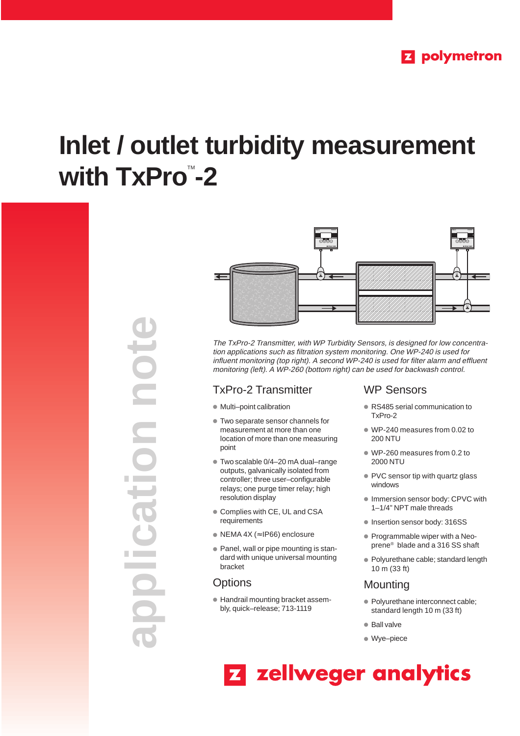polymetron

# Inlet / outlet turbidity measurement with TxPro™-2

application note

*The TxPro-2 Transmitter, with WP Turbidity Sensors, is designed for low concentration applications such as filtration system monitoring. One WP-240 is used for influent monitoring (top right). A second WP-240 is used for filter alarm and effluent monitoring (left). A WP-260 (bottom right) can be used for backwash control.*

## TxPro-2 Transmitter

- Multi–point calibration
- Two separate sensor channels for measurement at more than one location of more than one measuring point
- Two scalable 0/4–20 mA dual–range outputs, galvanically isolated from controller; three user–configurable relays; one purge timer relay; high resolution display
- Complies with CE, UL and CSA requirements
- NEMA 4X (≈IP66) enclosure
- Panel, wall or pipe mounting is standard with unique universal mounting bracket

## Options

- Handrail mounting bracket assembly, quick–release; 713-1119

## WP Sensors

- RS485 serial communication to TxPro-2
- WP-240 measures from 0.02 to 200 NTU
- WP-260 measures from 0.2 to 2000 NTU
- PVC sensor tip with quartz glass windows
- Immersion sensor body: CPVC with 1–1/4" NPT male threads
- Insertion sensor body: 316SS
- Programmable wiper with a Neoprene® blade and a 316 SS shaft
- Polyurethane cable; standard length 10 m (33 ft)

## Mounting

- Polyurethane interconnect cable; standard length 10 m (33 ft)
- Ball valve
- Wye–piece

zellweger analytics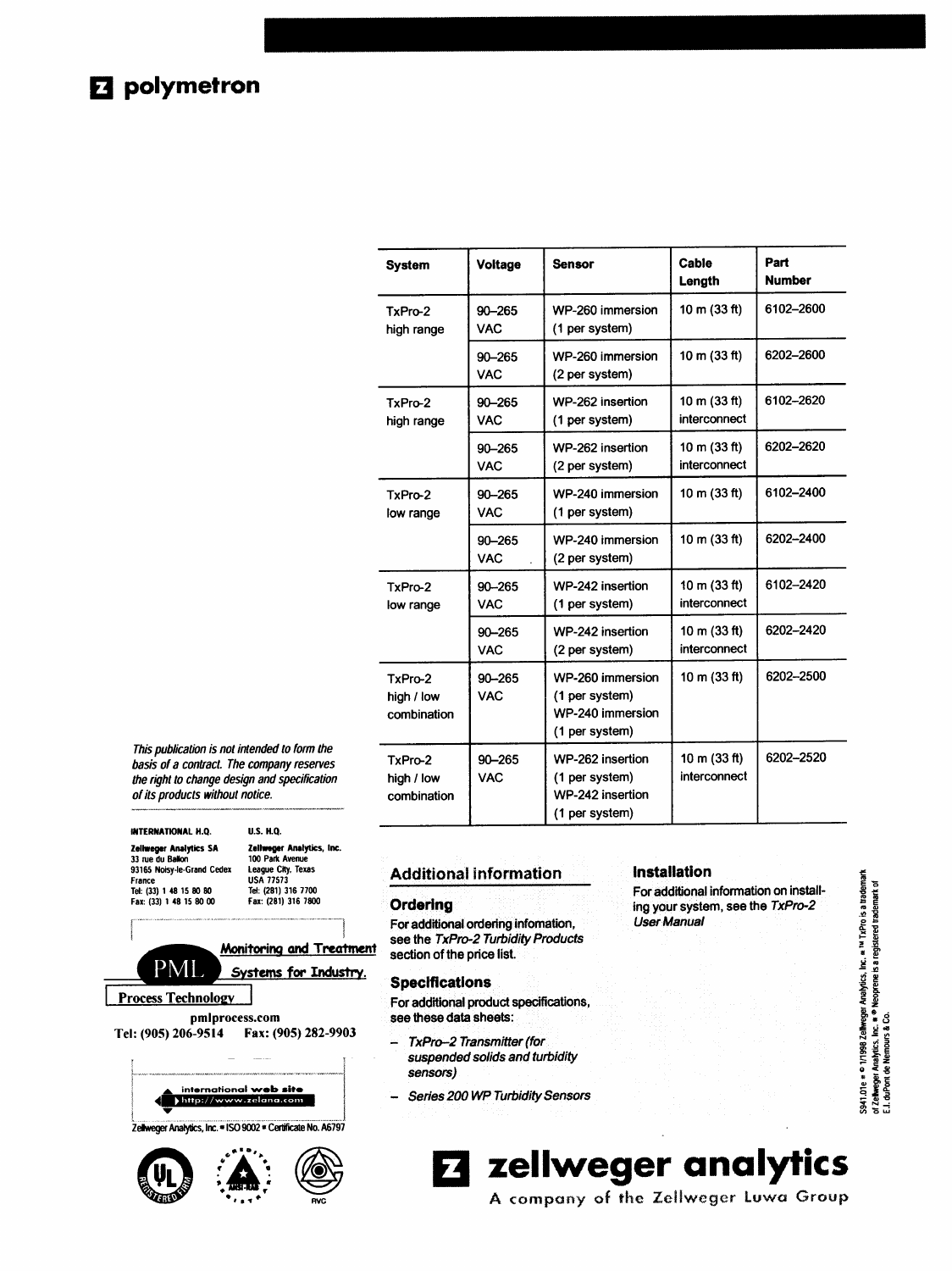# polymetron

| System | Voltage | Sensor | Cable Length | Part Number |
|---|---|---|---|---|
| TxPro-2 high range | 90–265 VAC | WP-260 immersion (1 per system) | 10 m (33 ft) | 6102–2600 |
| | 90–265 VAC | WP-260 immersion (2 per system) | 10 m (33 ft) | 6202–2600 |
| TxPro-2 high range | 90–265 VAC | WP-262 insertion (1 per system) | 10 m (33 ft) interconnect | 6102–2620 |
| | 90–265 VAC | WP-262 insertion (2 per system) | 10 m (33 ft) interconnect | 6202–2620 |
| TxPro-2 low range | 90–265 VAC | WP-240 immersion (1 per system) | 10 m (33 ft) | 6102–2400 |
| | 90–265 VAC | WP-240 immersion (2 per system) | 10 m (33 ft) | 6202–2400 |
| TxPro-2 low range | 90–265 VAC | WP-242 insertion (1 per system) | 10 m (33 ft) interconnect | 6102–2420 |
| | 90–265 VAC | WP-242 insertion (2 per system) | 10 m (33 ft) interconnect | 6202–2420 |
| TxPro-2 high / low combination | 90–265 VAC | WP-260 immersion (1 per system) WP-240 immersion (1 per system) | 10 m (33 ft) | 6202–2500 |
| TxPro-2 high / low combination | 90–265 VAC | WP-262 insertion (1 per system) WP-242 insertion (1 per system) | 10 m (33 ft) interconnect | 6202–2520 |

*This publication is not intended to form the basis of a contract. The company reserves the right to change design and specification of its products without notice.*

## Additional information

### Ordering

For additional ordering infomation, see the *TxPro-2 Turbidity Products* section of the price list.

### Specifications

For additional product specifications, see these data sheets:

- *TxPro–2 Transmitter (for suspended solids and turbidity sensors)*
- *Series 200 WP Turbidity Sensors*

### Installation

For additional information on installing your system, see the *TxPro-2 User Manual*

**INTERNATIONAL H.Q.**
**Zellweger Analytics SA**
33 rue du Ballon
93165 Noisy-le-Grand Cedex
France
Tel: (33) 1 48 15 80 80
Fax: (33) 1 48 15 80 00

**U.S. H.Q.**
**Zellweger Analytics, Inc.**
100 Park Avenue
League City, Texas
USA 77573
Tel: (281) 316 7700
Fax: (281) 316 7800

PML Monitoring and Treatment Systems for Industry.
Process Technology
pmlprocess.com
Tel: (905) 206-9514 Fax: (905) 282-9903

international web site
http://www.zelana.com

Zellweger Analytics, Inc. • ISO 9002 • Certificate No. A6797

S941.01e • © 1/1998 Zellweger Analytics, Inc. • ™ TxPro is a trademark of Zellweger Analytics, Inc. • ® Neoprene is a registered trademark of E.I. duPont de Nemours & Co.

# zellweger analytics
A company of the Zellweger Luwa Group